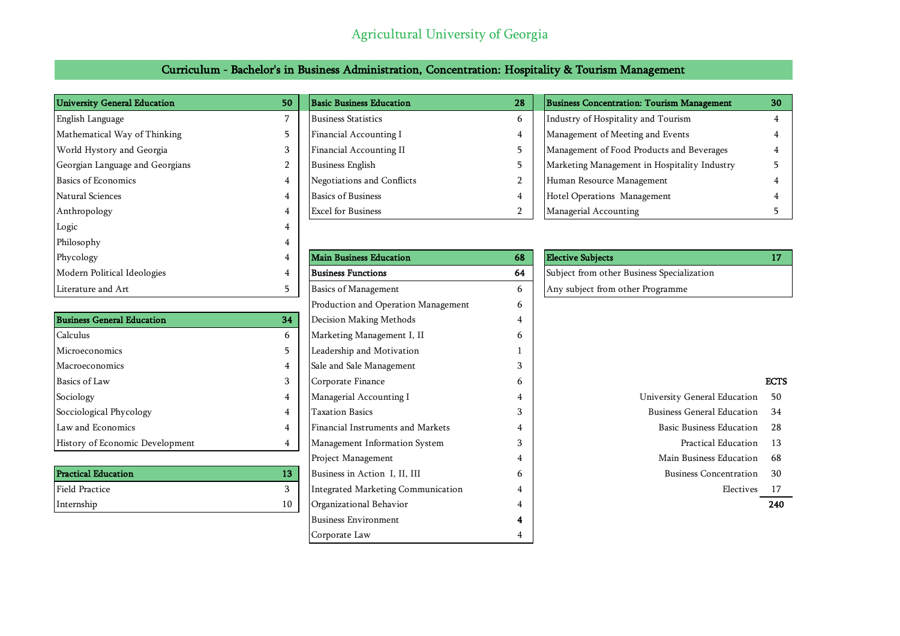# Agricultural University of Georgia

## Curriculum - Bachelor's in Business Administration, Concentration: Hospitality & Tourism Management

| University General Education | 50 |
|---|---|
| English Language | 7 |
| Mathematical Way of Thinking | 5 |
| World Hystory and Georgia | 3 |
| Georgian Language and Georgians | 2 |
| Basics of Economics | 4 |
| Natural Sciences | 4 |
| Anthropology | 4 |
| Logic | 4 |
| Philosophy | 4 |
| Phycology | 4 |
| Modern Political Ideologies | 4 |
| Literature and Art | 5 |

| Business General Education | 34 |
|---|---|
| Calculus | 6 |
| Microeconomics | 5 |
| Macroeconomics | 4 |
| Basics of Law | 3 |
| Sociology | 4 |
| Socciological Phycology | 4 |
| Law and Economics | 4 |
| History of Economic Development | 4 |

| Practical Education | 13 |
|---|---|
| Field Practice | 3 |
| Internship | 10 |

| Basic Business Education | 28 |
|---|---|
| Business Statistics | 6 |
| Financial Accounting I | 4 |
| Financial Accounting II | 5 |
| Business English | 5 |
| Negotiations and Conflicts | 2 |
| Basics of Business | 4 |
| Excel for Business | 2 |

| Main Business Education | 68 |
|---|---|
| **Business Functions** | **64** |
| Basics of Management | 6 |
| Production and Operation Management | 6 |
| Decision Making Methods | 4 |
| Marketing Management I, II | 6 |
| Leadership and Motivation | 1 |
| Sale and Sale Management | 3 |
| Corporate Finance | 6 |
| Managerial Accounting I | 4 |
| Taxation Basics | 3 |
| Financial Instruments and Markets | 4 |
| Management Information System | 3 |
| Project Management | 4 |
| Business in Action I, II, III | 6 |
| Integrated Marketing Communication | 4 |
| Organizational Behavior | 4 |
| Business Environment | **4** |
| Corporate Law | 4 |

| Business Concentration: Tourism Management | 30 |
|---|---|
| Industry of Hospitality and Tourism | 4 |
| Management of Meeting and Events | 4 |
| Management of Food Products and Beverages | 4 |
| Marketing Management in Hospitality Industry | 5 |
| Human Resource Management | 4 |
| Hotel Operations Management | 4 |
| Managerial Accounting | 5 |

| Elective Subjects | 17 |
|---|---|
| Subject from other Business Specialization | |
| Any subject from other Programme | |

| | ECTS |
|---|---|
| University General Education | 50 |
| Business General Education | 34 |
| Basic Business Education | 28 |
| Practical Education | 13 |
| Main Business Education | 68 |
| Business Concentration | 30 |
| Electives | 17 |
| | **240** |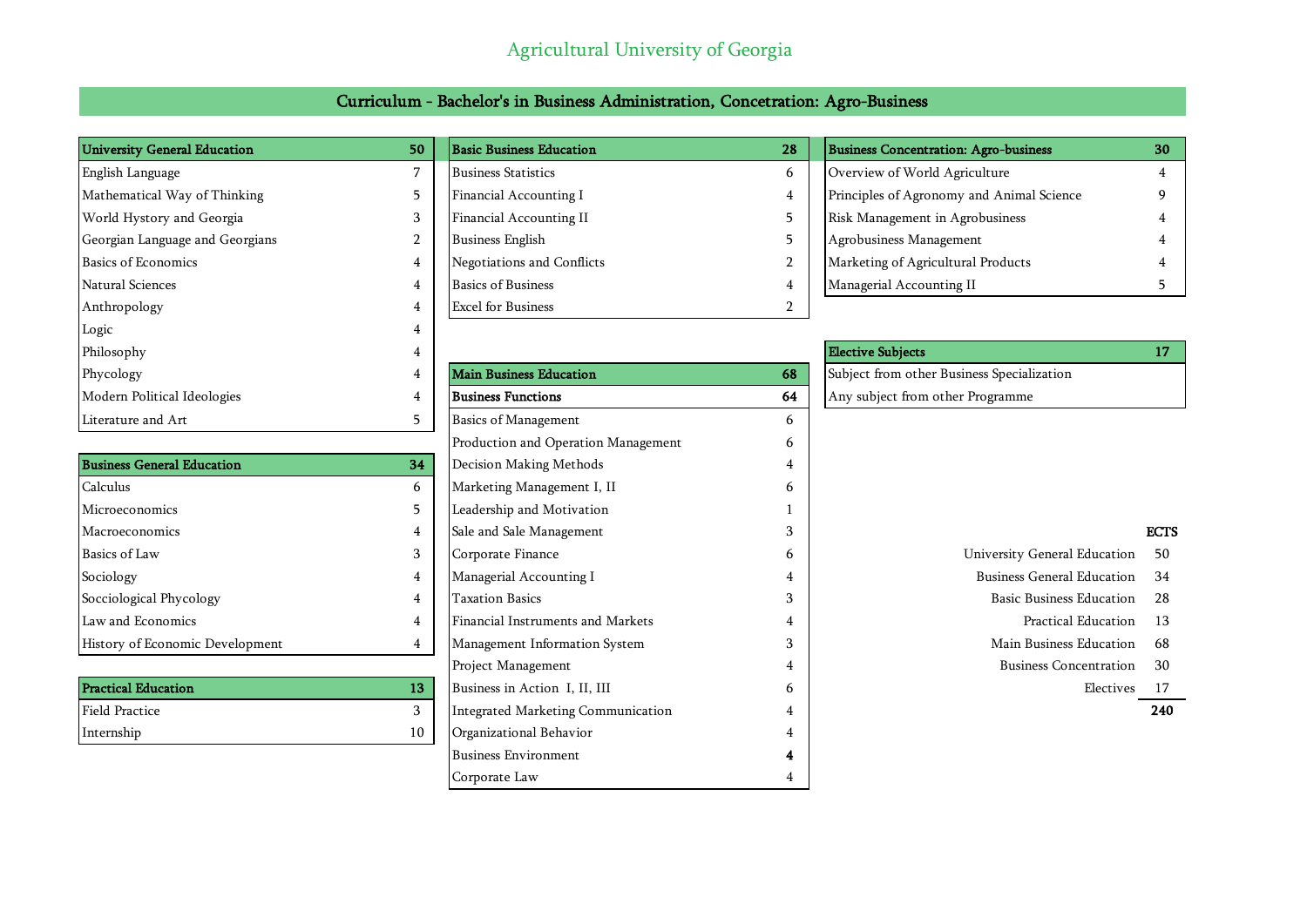# Agricultural University of Georgia

## Curriculum - Bachelor's in Business Administration, Concetration: Agro-Business

| University General Education | 50 |
|---|---|
| English Language | 7 |
| Mathematical Way of Thinking | 5 |
| World Hystory and Georgia | 3 |
| Georgian Language and Georgians | 2 |
| Basics of Economics | 4 |
| Natural Sciences | 4 |
| Anthropology | 4 |
| Logic | 4 |
| Philosophy | 4 |
| Phycology | 4 |
| Modern Political Ideologies | 4 |
| Literature and Art | 5 |

| Business General Education | 34 |
|---|---|
| Calculus | 6 |
| Microeconomics | 5 |
| Macroeconomics | 4 |
| Basics of Law | 3 |
| Sociology | 4 |
| Socciological Phycology | 4 |
| Law and Economics | 4 |
| History of Economic Development | 4 |

| Practical Education | 13 |
|---|---|
| Field Practice | 3 |
| Internship | 10 |

| Basic Business Education | 28 |
|---|---|
| Business Statistics | 6 |
| Financial Accounting I | 4 |
| Financial Accounting II | 5 |
| Business English | 5 |
| Negotiations and Conflicts | 2 |
| Basics of Business | 4 |
| Excel for Business | 2 |

| Main Business Education | 68 |
|---|---|
| **Business Functions** | **64** |
| Basics of Management | 6 |
| Production and Operation Management | 6 |
| Decision Making Methods | 4 |
| Marketing Management I, II | 6 |
| Leadership and Motivation | 1 |
| Sale and Sale Management | 3 |
| Corporate Finance | 6 |
| Managerial Accounting I | 4 |
| Taxation Basics | 3 |
| Financial Instruments and Markets | 4 |
| Management Information System | 3 |
| Project Management | 4 |
| Business in Action I, II, III | 6 |
| Integrated Marketing Communication | 4 |
| Organizational Behavior | 4 |
| Business Environment | **4** |
| Corporate Law | 4 |

| Business Concentration: Agro-business | 30 |
|---|---|
| Overview of World Agriculture | 4 |
| Principles of Agronomy and Animal Science | 9 |
| Risk Management in Agrobusiness | 4 |
| Agrobusiness Management | 4 |
| Marketing of Agricultural Products | 4 |
| Managerial Accounting II | 5 |

| Elective Subjects | 17 |
|---|---|
| Subject from other Business Specialization | |
| Any subject from other Programme | |

| | ECTS |
|---|---|
| University General Education | 50 |
| Business General Education | 34 |
| Basic Business Education | 28 |
| Practical Education | 13 |
| Main Business Education | 68 |
| Business Concentration | 30 |
| Electives | 17 |
| | **240** |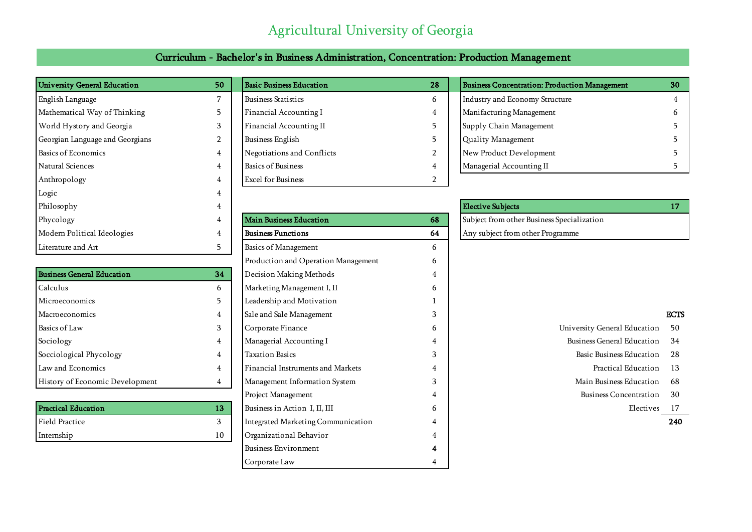# Agricultural University of Georgia

## Curriculum - Bachelor's in Business Administration, Concentration: Production Management

| University General Education | 50 |
|---|---|
| English Language | 7 |
| Mathematical Way of Thinking | 5 |
| World Hystory and Georgia | 3 |
| Georgian Language and Georgians | 2 |
| Basics of Economics | 4 |
| Natural Sciences | 4 |
| Anthropology | 4 |
| Logic | 4 |
| Philosophy | 4 |
| Phycology | 4 |
| Modern Political Ideologies | 4 |
| Literature and Art | 5 |

| Business General Education | 34 |
|---|---|
| Calculus | 6 |
| Microeconomics | 5 |
| Macroeconomics | 4 |
| Basics of Law | 3 |
| Sociology | 4 |
| Socciological Phycology | 4 |
| Law and Economics | 4 |
| History of Economic Development | 4 |

| Practical Education | 13 |
|---|---|
| Field Practice | 3 |
| Internship | 10 |

| Basic Business Education | 28 |
|---|---|
| Business Statistics | 6 |
| Financial Accounting I | 4 |
| Financial Accounting II | 5 |
| Business English | 5 |
| Negotiations and Conflicts | 2 |
| Basics of Business | 4 |
| Excel for Business | 2 |

| Main Business Education | 68 |
|---|---|
| **Business Functions** | **64** |
| Basics of Management | 6 |
| Production and Operation Management | 6 |
| Decision Making Methods | 4 |
| Marketing Management I, II | 6 |
| Leadership and Motivation | 1 |
| Sale and Sale Management | 3 |
| Corporate Finance | 6 |
| Managerial Accounting I | 4 |
| Taxation Basics | 3 |
| Financial Instruments and Markets | 4 |
| Management Information System | 3 |
| Project Management | 4 |
| Business in Action I, II, III | 6 |
| Integrated Marketing Communication | 4 |
| Organizational Behavior | 4 |
| Business Environment | **4** |
| Corporate Law | 4 |

| Business Concentration: Production Management | 30 |
|---|---|
| Industry and Economy Structure | 4 |
| Manifacturing Management | 6 |
| Supply Chain Management | 5 |
| Quality Management | 5 |
| New Product Development | 5 |
| Managerial Accounting II | 5 |

| Elective Subjects | 17 |
|---|---|
| Subject from other Business Specialization | |
| Any subject from other Programme | |

| | ECTS |
|---|---|
| University General Education | 50 |
| Business General Education | 34 |
| Basic Business Education | 28 |
| Practical Education | 13 |
| Main Business Education | 68 |
| Business Concentration | 30 |
| Electives | 17 |
| | **240** |